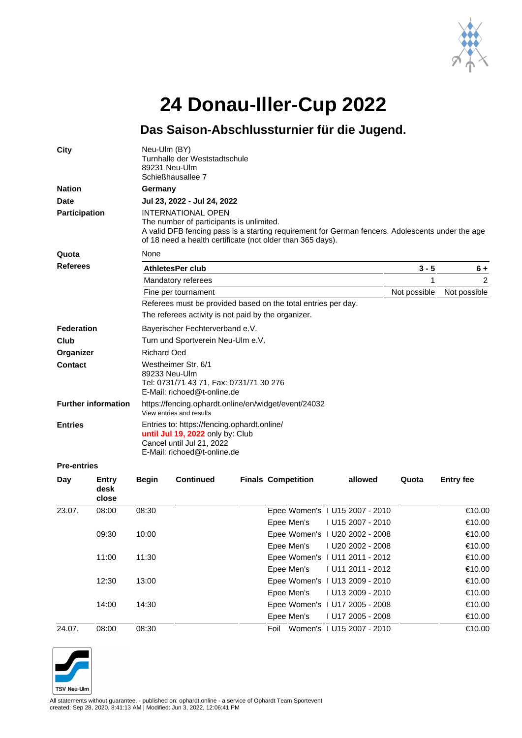# 24 Donau-Iller-Cup 2022

## Das Saison-Abschlussturnier für die Jugend.

**City**
Neu-Ulm (BY)
Turnhalle der Weststadtschule
89231 Neu-Ulm
Schießhausallee 7

**Nation**
**Germany**

**Date**
**Jul 23, 2022 - Jul 24, 2022**

**Participation**
INTERNATIONAL OPEN
The number of participants is unlimited.
A valid DFB fencing pass is a starting requirement for German fencers. Adolescents under the age of 18 need a health certificate (not older than 365 days).

**Quota**
None

**Referees**

| AthletesPer club | 3 - 5 | 6 + |
|---|---|---|
| Mandatory referees | 1 | 2 |
| Fine per tournament | Not possible | Not possible |

Referees must be provided based on the total entries per day.
The referees activity is not paid by the organizer.

**Federation**
Bayerischer Fechterverband e.V.

**Club**
Turn und Sportverein Neu-Ulm e.V.

**Organizer**
Richard Oed

**Contact**
Westheimer Str. 6/1
89233 Neu-Ulm
Tel: 0731/71 43 71, Fax: 0731/71 30 276
E-Mail: richoed@t-online.de

**Further information**
https://fencing.ophardt.online/en/widget/event/24032
View entries and results

**Entries**
Entries to: https://fencing.ophardt.online/
**until Jul 19, 2022** only by: Club
Cancel until Jul 21, 2022
E-Mail: richoed@t-online.de

**Pre-entries**

| Day | Entry desk close | Begin | Continued | Finals | Competition | allowed | Quota | Entry fee |
|---|---|---|---|---|---|---|---|---|
| 23.07. | 08:00 | 08:30 | | | Epee Women's I | U15 2007 - 2010 | | €10.00 |
| | | | | | Epee Men's I | U15 2007 - 2010 | | €10.00 |
| | 09:30 | 10:00 | | | Epee Women's I | U20 2002 - 2008 | | €10.00 |
| | | | | | Epee Men's I | U20 2002 - 2008 | | €10.00 |
| | 11:00 | 11:30 | | | Epee Women's I | U11 2011 - 2012 | | €10.00 |
| | | | | | Epee Men's I | U11 2011 - 2012 | | €10.00 |
| | 12:30 | 13:00 | | | Epee Women's I | U13 2009 - 2010 | | €10.00 |
| | | | | | Epee Men's I | U13 2009 - 2010 | | €10.00 |
| | 14:00 | 14:30 | | | Epee Women's I | U17 2005 - 2008 | | €10.00 |
| | | | | | Epee Men's I | U17 2005 - 2008 | | €10.00 |
| 24.07. | 08:00 | 08:30 | | | Foil Women's I | U15 2007 - 2010 | | €10.00 |

All statements without guarantee. - published on: ophardt.online - a service of Ophardt Team Sportevent
created: Sep 28, 2020, 8:41:13 AM | Modified: Jun 3, 2022, 12:06:41 PM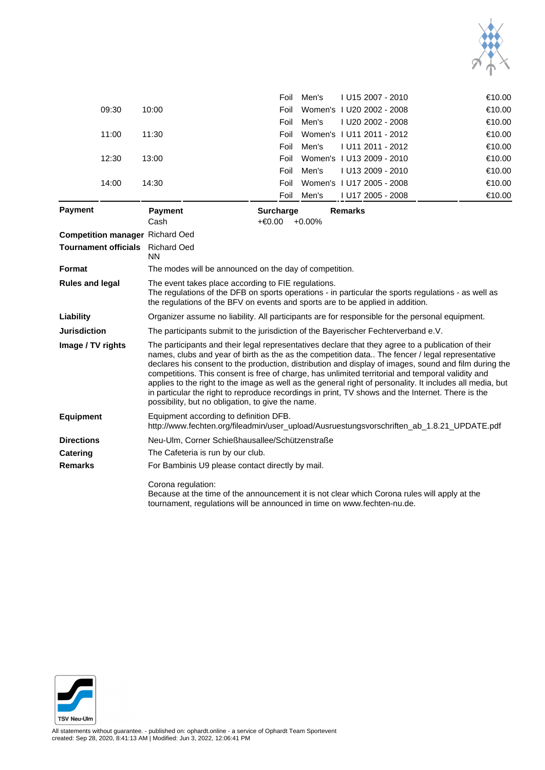| | | | | | | |
|---|---|---|---|---|---|---|
| | | Foil | Men's | I U15 2007 - 2010 | | €10.00 |
| 09:30 | 10:00 | Foil | Women's | I U20 2002 - 2008 | | €10.00 |
| | | Foil | Men's | I U20 2002 - 2008 | | €10.00 |
| 11:00 | 11:30 | Foil | Women's | I U11 2011 - 2012 | | €10.00 |
| | | Foil | Men's | I U11 2011 - 2012 | | €10.00 |
| 12:30 | 13:00 | Foil | Women's | I U13 2009 - 2010 | | €10.00 |
| | | Foil | Men's | I U13 2009 - 2010 | | €10.00 |
| 14:00 | 14:30 | Foil | Women's | I U17 2005 - 2008 | | €10.00 |
| | | Foil | Men's | I U17 2005 - 2008 | | €10.00 |

**Payment**

| Payment | Surcharge | | Remarks |
|---|---|---|---|
| Cash | +€0.00 | +0.00% | |

**Competition manager** Richard Oed

**Tournament officials** Richard Oed
NN

**Format** The modes will be announced on the day of competition.

**Rules and legal** The event takes place according to FIE regulations.
The regulations of the DFB on sports operations - in particular the sports regulations - as well as the regulations of the BFV on events and sports are to be applied in addition.

**Liability** Organizer assume no liability. All participants are for responsible for the personal equipment.

**Jurisdiction** The participants submit to the jurisdiction of the Bayerischer Fechterverband e.V.

**Image / TV rights** The participants and their legal representatives declare that they agree to a publication of their names, clubs and year of birth as the as the competition data.. The fencer / legal representative declares his consent to the production, distribution and display of images, sound and film during the competitions. This consent is free of charge, has unlimited territorial and temporal validity and applies to the right to the image as well as the general right of personality. It includes all media, but in particular the right to reproduce recordings in print, TV shows and the Internet. There is the possibility, but no obligation, to give the name.

**Equipment** Equipment according to definition DFB.
http://www.fechten.org/fileadmin/user_upload/Ausruestungsvorschriften_ab_1.8.21_UPDATE.pdf

**Directions** Neu-Ulm, Corner Schießhausallee/Schützenstraße

**Catering** The Cafeteria is run by our club.

**Remarks** For Bambinis U9 please contact directly by mail.

Corona regulation:
Because at the time of the announcement it is not clear which Corona rules will apply at the tournament, regulations will be announced in time on www.fechten-nu.de.

TSV Neu-Ulm

All statements without guarantee. - published on: ophardt.online - a service of Ophardt Team Sportevent
created: Sep 28, 2020, 8:41:13 AM | Modified: Jun 3, 2022, 12:06:41 PM